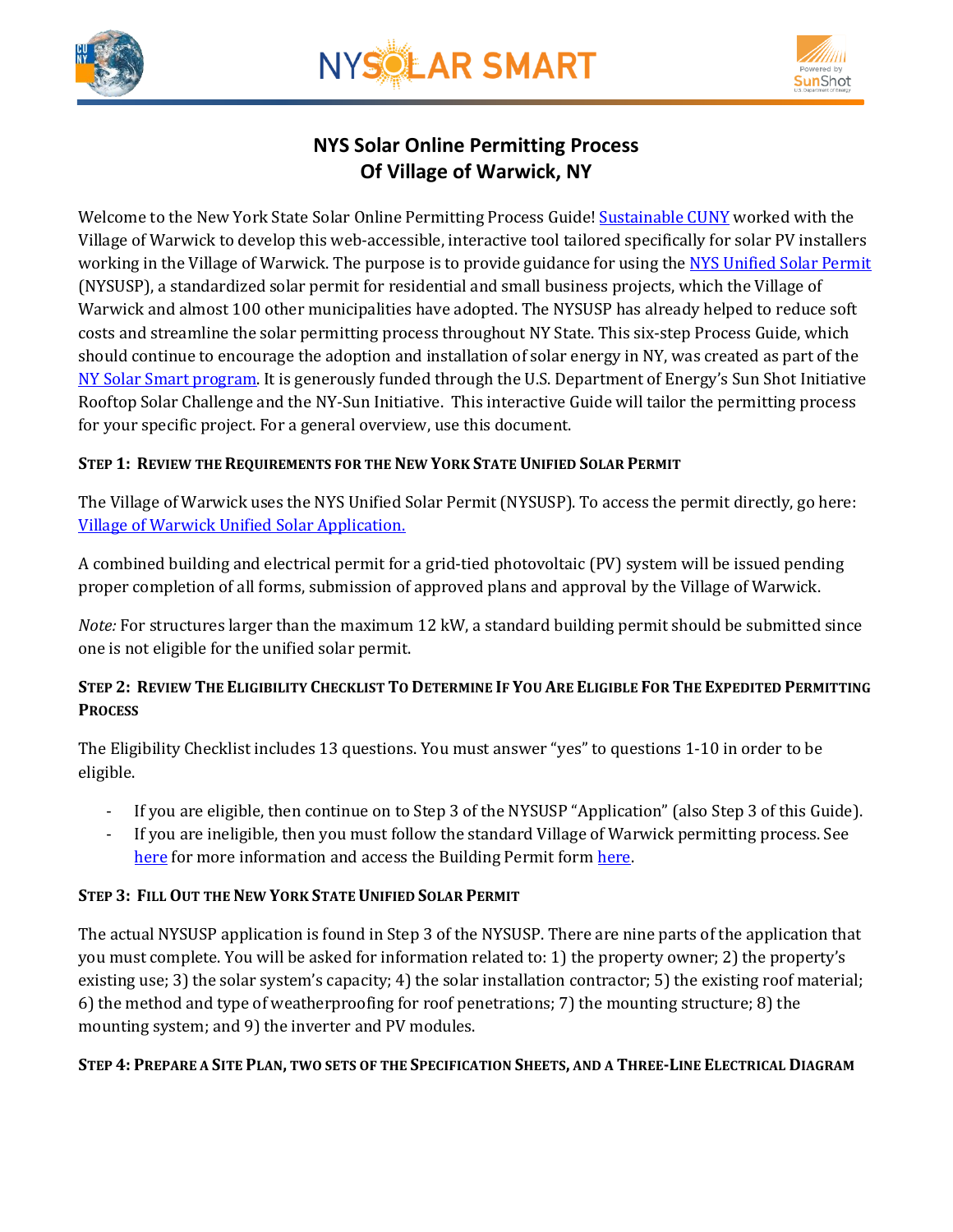# NYS Solar Online Permitting Process
# Of Village of Warwick, NY

Welcome to the New York State Solar Online Permitting Process Guide! Sustainable CUNY worked with the Village of Warwick to develop this web-accessible, interactive tool tailored specifically for solar PV installers working in the Village of Warwick. The purpose is to provide guidance for using the NYS Unified Solar Permit (NYSUSP), a standardized solar permit for residential and small business projects, which the Village of Warwick and almost 100 other municipalities have adopted. The NYSUSP has already helped to reduce soft costs and streamline the solar permitting process throughout NY State. This six-step Process Guide, which should continue to encourage the adoption and installation of solar energy in NY, was created as part of the NY Solar Smart program. It is generously funded through the U.S. Department of Energy's Sun Shot Initiative Rooftop Solar Challenge and the NY-Sun Initiative. This interactive Guide will tailor the permitting process for your specific project. For a general overview, use this document.

## Step 1: Review the Requirements for the New York State Unified Solar Permit

The Village of Warwick uses the NYS Unified Solar Permit (NYSUSP). To access the permit directly, go here: Village of Warwick Unified Solar Application.

A combined building and electrical permit for a grid-tied photovoltaic (PV) system will be issued pending proper completion of all forms, submission of approved plans and approval by the Village of Warwick.

*Note:* For structures larger than the maximum 12 kW, a standard building permit should be submitted since one is not eligible for the unified solar permit.

## Step 2: Review The Eligibility Checklist To Determine If You Are Eligible For The Expedited Permitting Process

The Eligibility Checklist includes 13 questions. You must answer "yes" to questions 1-10 in order to be eligible.

- If you are eligible, then continue on to Step 3 of the NYSUSP "Application" (also Step 3 of this Guide).
- If you are ineligible, then you must follow the standard Village of Warwick permitting process. See here for more information and access the Building Permit form here.

## Step 3: Fill Out the New York State Unified Solar Permit

The actual NYSUSP application is found in Step 3 of the NYSUSP. There are nine parts of the application that you must complete. You will be asked for information related to: 1) the property owner; 2) the property's existing use; 3) the solar system's capacity; 4) the solar installation contractor; 5) the existing roof material; 6) the method and type of weatherproofing for roof penetrations; 7) the mounting structure; 8) the mounting system; and 9) the inverter and PV modules.

## Step 4: Prepare a Site Plan, two sets of the Specification Sheets, and a Three-Line Electrical Diagram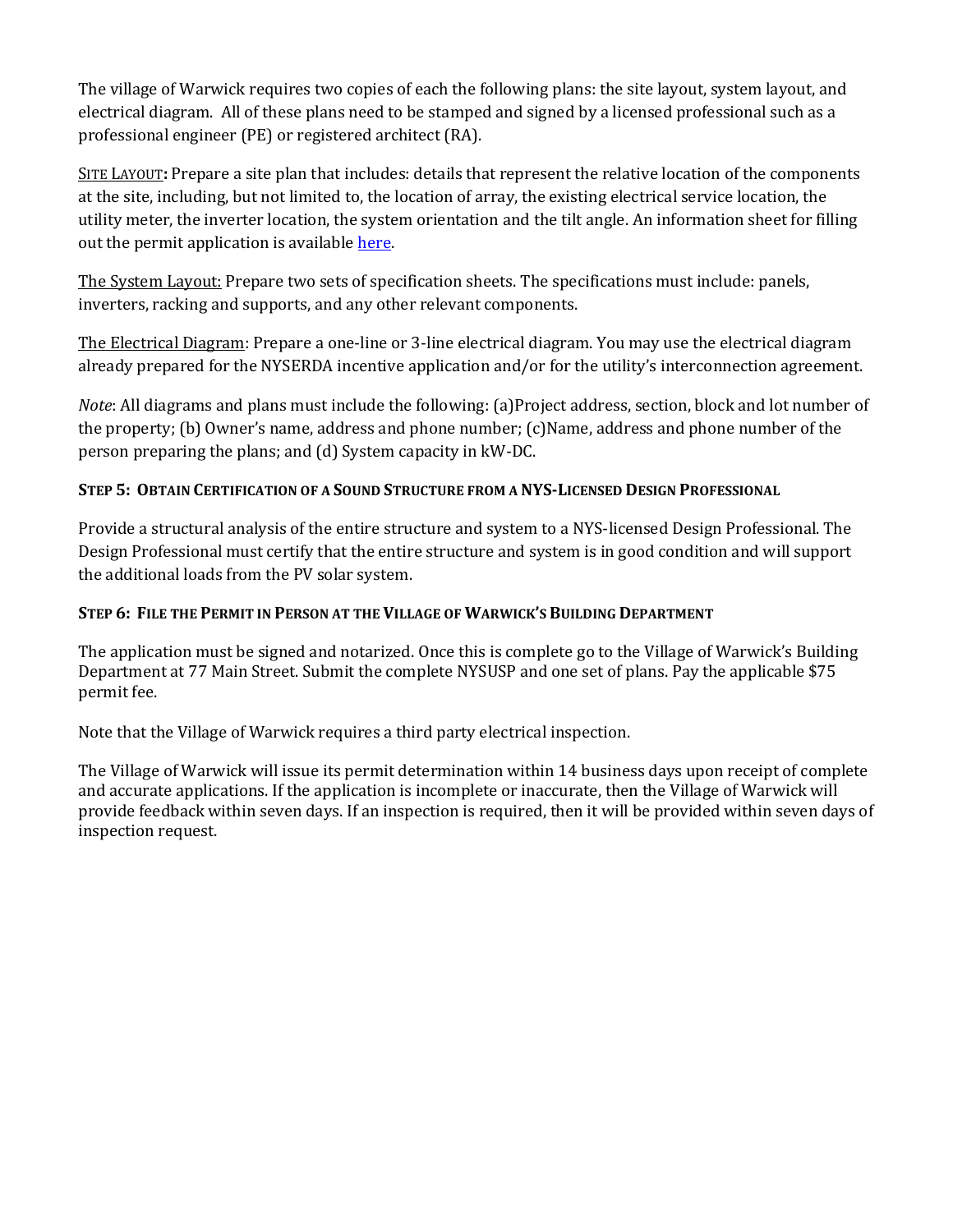The village of Warwick requires two copies of each the following plans: the site layout, system layout, and electrical diagram. All of these plans need to be stamped and signed by a licensed professional such as a professional engineer (PE) or registered architect (RA).

SITE LAYOUT**:** Prepare a site plan that includes: details that represent the relative location of the components at the site, including, but not limited to, the location of array, the existing electrical service location, the utility meter, the inverter location, the system orientation and the tilt angle. An information sheet for filling out the permit application is available here.

The System Layout: Prepare two sets of specification sheets. The specifications must include: panels, inverters, racking and supports, and any other relevant components.

The Electrical Diagram: Prepare a one-line or 3-line electrical diagram. You may use the electrical diagram already prepared for the NYSERDA incentive application and/or for the utility's interconnection agreement.

*Note*: All diagrams and plans must include the following: (a)Project address, section, block and lot number of the property; (b) Owner's name, address and phone number; (c)Name, address and phone number of the person preparing the plans; and (d) System capacity in kW-DC.

**STEP 5: OBTAIN CERTIFICATION OF A SOUND STRUCTURE FROM A NYS-LICENSED DESIGN PROFESSIONAL**

Provide a structural analysis of the entire structure and system to a NYS-licensed Design Professional. The Design Professional must certify that the entire structure and system is in good condition and will support the additional loads from the PV solar system.

**STEP 6: FILE THE PERMIT IN PERSON AT THE VILLAGE OF WARWICK'S BUILDING DEPARTMENT**

The application must be signed and notarized. Once this is complete go to the Village of Warwick's Building Department at 77 Main Street. Submit the complete NYSUSP and one set of plans. Pay the applicable $75 permit fee.

Note that the Village of Warwick requires a third party electrical inspection.

The Village of Warwick will issue its permit determination within 14 business days upon receipt of complete and accurate applications. If the application is incomplete or inaccurate, then the Village of Warwick will provide feedback within seven days. If an inspection is required, then it will be provided within seven days of inspection request.